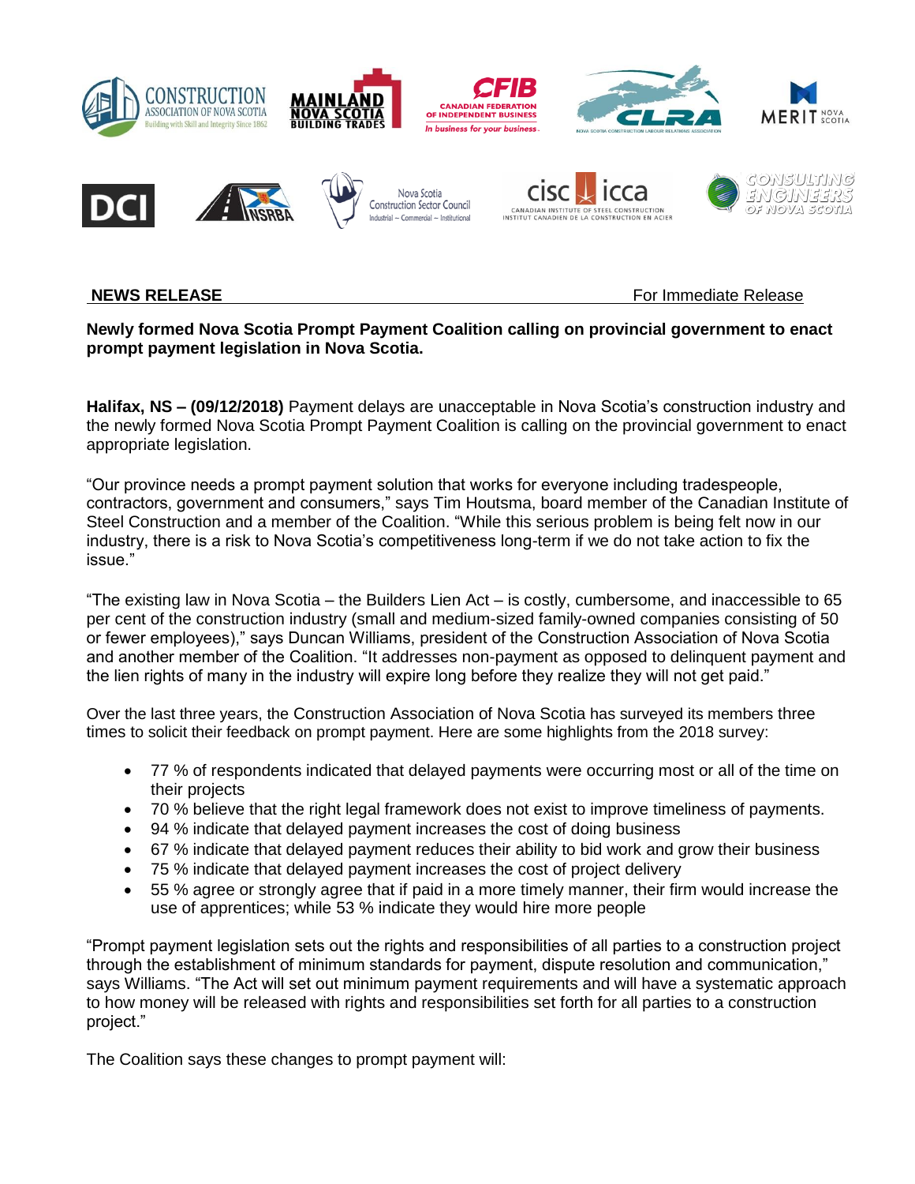**NEWS RELEASE** For Immediate Release

**Newly formed Nova Scotia Prompt Payment Coalition calling on provincial government to enact prompt payment legislation in Nova Scotia.**

**Halifax, NS – (09/12/2018)** Payment delays are unacceptable in Nova Scotia's construction industry and the newly formed Nova Scotia Prompt Payment Coalition is calling on the provincial government to enact appropriate legislation.

"Our province needs a prompt payment solution that works for everyone including tradespeople, contractors, government and consumers," says Tim Houtsma, board member of the Canadian Institute of Steel Construction and a member of the Coalition. "While this serious problem is being felt now in our industry, there is a risk to Nova Scotia's competitiveness long-term if we do not take action to fix the issue."

"The existing law in Nova Scotia – the Builders Lien Act – is costly, cumbersome, and inaccessible to 65 per cent of the construction industry (small and medium-sized family-owned companies consisting of 50 or fewer employees)," says Duncan Williams, president of the Construction Association of Nova Scotia and another member of the Coalition. "It addresses non-payment as opposed to delinquent payment and the lien rights of many in the industry will expire long before they realize they will not get paid."

Over the last three years, the Construction Association of Nova Scotia has surveyed its members three times to solicit their feedback on prompt payment. Here are some highlights from the 2018 survey:

- 77 % of respondents indicated that delayed payments were occurring most or all of the time on their projects
- 70 % believe that the right legal framework does not exist to improve timeliness of payments.
- 94 % indicate that delayed payment increases the cost of doing business
- 67 % indicate that delayed payment reduces their ability to bid work and grow their business
- 75 % indicate that delayed payment increases the cost of project delivery
- 55 % agree or strongly agree that if paid in a more timely manner, their firm would increase the use of apprentices; while 53 % indicate they would hire more people

"Prompt payment legislation sets out the rights and responsibilities of all parties to a construction project through the establishment of minimum standards for payment, dispute resolution and communication," says Williams. "The Act will set out minimum payment requirements and will have a systematic approach to how money will be released with rights and responsibilities set forth for all parties to a construction project."

The Coalition says these changes to prompt payment will: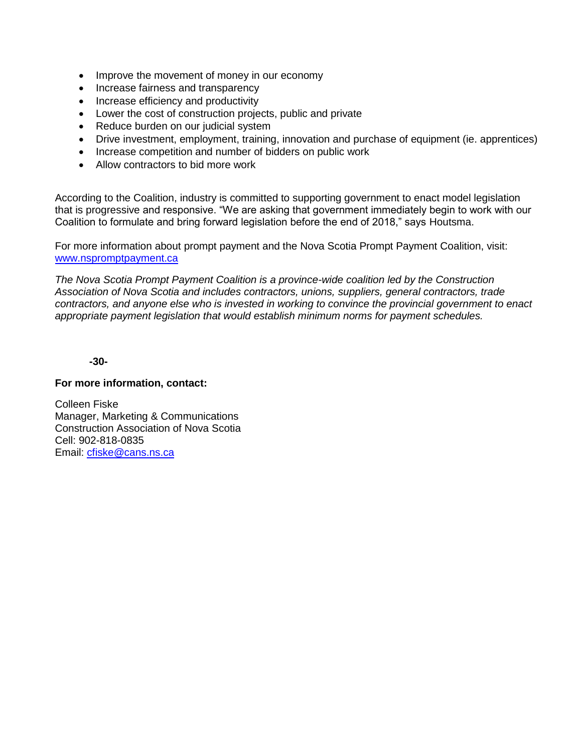- Improve the movement of money in our economy
- Increase fairness and transparency
- Increase efficiency and productivity
- Lower the cost of construction projects, public and private
- Reduce burden on our judicial system
- Drive investment, employment, training, innovation and purchase of equipment (ie. apprentices)
- Increase competition and number of bidders on public work
- Allow contractors to bid more work

According to the Coalition, industry is committed to supporting government to enact model legislation that is progressive and responsive. "We are asking that government immediately begin to work with our Coalition to formulate and bring forward legislation before the end of 2018," says Houtsma.

For more information about prompt payment and the Nova Scotia Prompt Payment Coalition, visit: [www.nspromptpayment.ca](http://www.nspromptpayment.ca)

*The Nova Scotia Prompt Payment Coalition is a province-wide coalition led by the Construction Association of Nova Scotia and includes contractors, unions, suppliers, general contractors, trade contractors, and anyone else who is invested in working to convince the provincial government to enact appropriate payment legislation that would establish minimum norms for payment schedules.*

**-30-**

**For more information, contact:**

Colleen Fiske
Manager, Marketing & Communications
Construction Association of Nova Scotia
Cell: 902-818-0835
Email: [cfiske@cans.ns.ca](mailto:cfiske@cans.ns.ca)